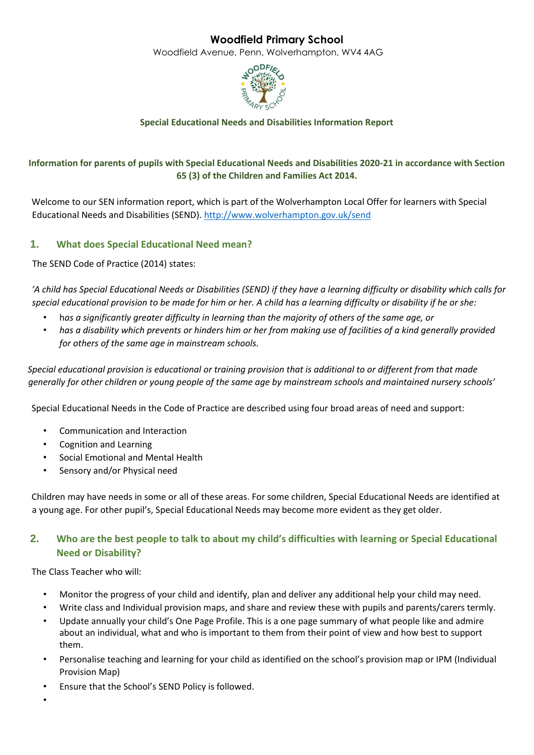# Woodfield Primary School

Woodfield Avenue, Penn, Wolverhampton, WV4 4AG

**Special Educational Needs and Disabilities Information Report**

**Information for parents of pupils with Special Educational Needs and Disabilities 2020-21 in accordance with Section 65 (3) of the Children and Families Act 2014.**

Welcome to our SEN information report, which is part of the Wolverhampton Local Offer for learners with Special Educational Needs and Disabilities (SEND). http://www.wolverhampton.gov.uk/send

## 1. What does Special Educational Need mean?

The SEND Code of Practice (2014) states:

*'A child has Special Educational Needs or Disabilities (SEND) if they have a learning difficulty or disability which calls for special educational provision to be made for him or her. A child has a learning difficulty or disability if he or she:*

- h*as a significantly greater difficulty in learning than the majority of others of the same age, or*
- *has a disability which prevents or hinders him or her from making use of facilities of a kind generally provided for others of the same age in mainstream schools.*

*Special educational provision is educational or training provision that is additional to or different from that made generally for other children or young people of the same age by mainstream schools and maintained nursery schools'*

Special Educational Needs in the Code of Practice are described using four broad areas of need and support:

- Communication and Interaction
- Cognition and Learning
- Social Emotional and Mental Health
- Sensory and/or Physical need

Children may have needs in some or all of these areas. For some children, Special Educational Needs are identified at a young age. For other pupil's, Special Educational Needs may become more evident as they get older.

## 2. Who are the best people to talk to about my child's difficulties with learning or Special Educational Need or Disability?

The Class Teacher who will:

- Monitor the progress of your child and identify, plan and deliver any additional help your child may need.
- Write class and Individual provision maps, and share and review these with pupils and parents/carers termly.
- Update annually your child's One Page Profile. This is a one page summary of what people like and admire about an individual, what and who is important to them from their point of view and how best to support them.
- Personalise teaching and learning for your child as identified on the school's provision map or IPM (Individual Provision Map)
- Ensure that the School's SEND Policy is followed.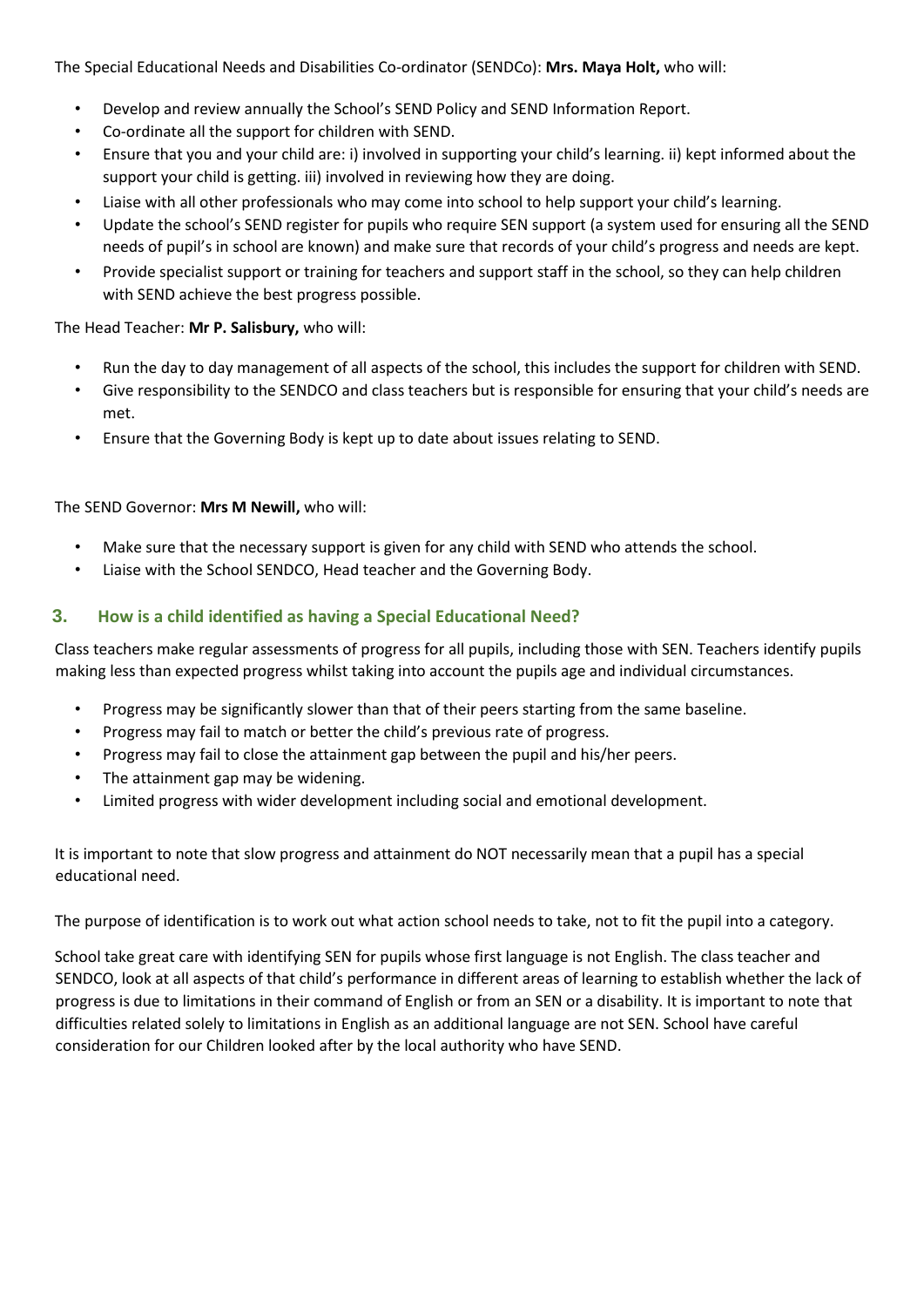The Special Educational Needs and Disabilities Co-ordinator (SENDCo): **Mrs. Maya Holt,** who will:

- Develop and review annually the School's SEND Policy and SEND Information Report.
- Co-ordinate all the support for children with SEND.
- Ensure that you and your child are: i) involved in supporting your child's learning. ii) kept informed about the support your child is getting. iii) involved in reviewing how they are doing.
- Liaise with all other professionals who may come into school to help support your child's learning.
- Update the school's SEND register for pupils who require SEN support (a system used for ensuring all the SEND needs of pupil's in school are known) and make sure that records of your child's progress and needs are kept.
- Provide specialist support or training for teachers and support staff in the school, so they can help children with SEND achieve the best progress possible.

The Head Teacher: **Mr P. Salisbury,** who will:

- Run the day to day management of all aspects of the school, this includes the support for children with SEND.
- Give responsibility to the SENDCO and class teachers but is responsible for ensuring that your child's needs are met.
- Ensure that the Governing Body is kept up to date about issues relating to SEND.

The SEND Governor: **Mrs M Newill,** who will:

- Make sure that the necessary support is given for any child with SEND who attends the school.
- Liaise with the School SENDCO, Head teacher and the Governing Body.

## 3. How is a child identified as having a Special Educational Need?

Class teachers make regular assessments of progress for all pupils, including those with SEN. Teachers identify pupils making less than expected progress whilst taking into account the pupils age and individual circumstances.

- Progress may be significantly slower than that of their peers starting from the same baseline.
- Progress may fail to match or better the child's previous rate of progress.
- Progress may fail to close the attainment gap between the pupil and his/her peers.
- The attainment gap may be widening.
- Limited progress with wider development including social and emotional development.

It is important to note that slow progress and attainment do NOT necessarily mean that a pupil has a special educational need.

The purpose of identification is to work out what action school needs to take, not to fit the pupil into a category.

School take great care with identifying SEN for pupils whose first language is not English. The class teacher and SENDCO, look at all aspects of that child's performance in different areas of learning to establish whether the lack of progress is due to limitations in their command of English or from an SEN or a disability. It is important to note that difficulties related solely to limitations in English as an additional language are not SEN. School have careful consideration for our Children looked after by the local authority who have SEND.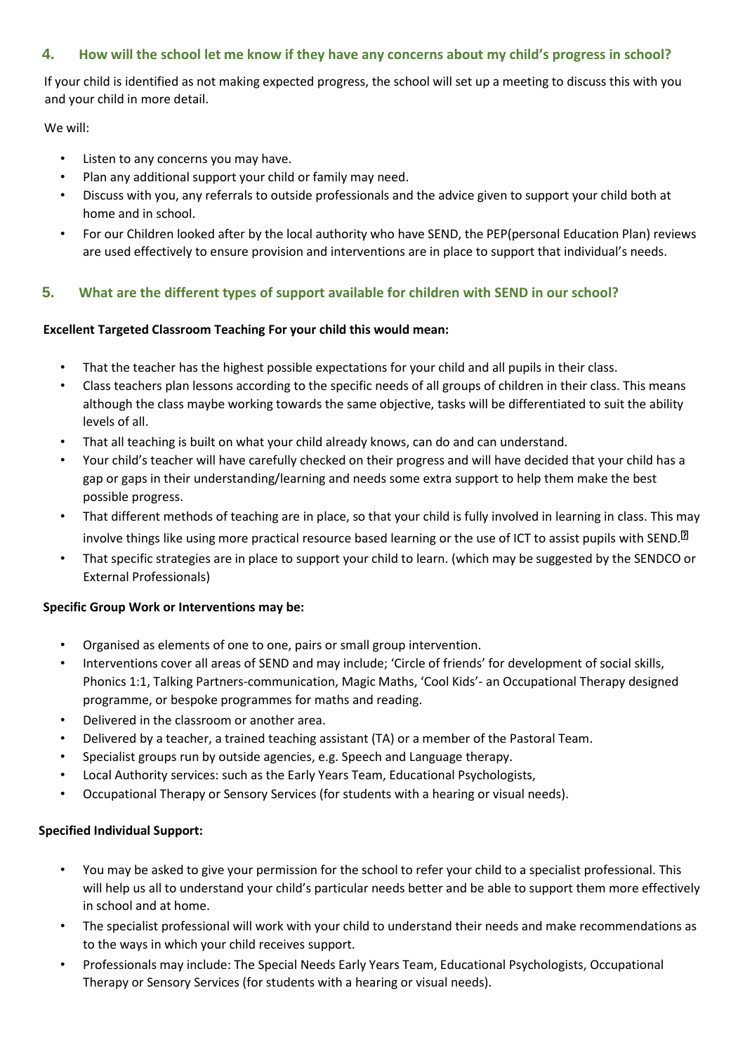## 4. How will the school let me know if they have any concerns about my child's progress in school?

If your child is identified as not making expected progress, the school will set up a meeting to discuss this with you and your child in more detail.

We will:

- Listen to any concerns you may have.
- Plan any additional support your child or family may need.
- Discuss with you, any referrals to outside professionals and the advice given to support your child both at home and in school.
- For our Children looked after by the local authority who have SEND, the PEP(personal Education Plan) reviews are used effectively to ensure provision and interventions are in place to support that individual's needs.

## 5. What are the different types of support available for children with SEND in our school?

**Excellent Targeted Classroom Teaching For your child this would mean:**

- That the teacher has the highest possible expectations for your child and all pupils in their class.
- Class teachers plan lessons according to the specific needs of all groups of children in their class. This means although the class maybe working towards the same objective, tasks will be differentiated to suit the ability levels of all.
- That all teaching is built on what your child already knows, can do and can understand.
- Your child's teacher will have carefully checked on their progress and will have decided that your child has a gap or gaps in their understanding/learning and needs some extra support to help them make the best possible progress.
- That different methods of teaching are in place, so that your child is fully involved in learning in class. This may involve things like using more practical resource based learning or the use of ICT to assist pupils with SEND.
- That specific strategies are in place to support your child to learn. (which may be suggested by the SENDCO or External Professionals)

**Specific Group Work or Interventions may be:**

- Organised as elements of one to one, pairs or small group intervention.
- Interventions cover all areas of SEND and may include; 'Circle of friends' for development of social skills, Phonics 1:1, Talking Partners-communication, Magic Maths, 'Cool Kids'- an Occupational Therapy designed programme, or bespoke programmes for maths and reading.
- Delivered in the classroom or another area.
- Delivered by a teacher, a trained teaching assistant (TA) or a member of the Pastoral Team.
- Specialist groups run by outside agencies, e.g. Speech and Language therapy.
- Local Authority services: such as the Early Years Team, Educational Psychologists,
- Occupational Therapy or Sensory Services (for students with a hearing or visual needs).

**Specified Individual Support:**

- You may be asked to give your permission for the school to refer your child to a specialist professional. This will help us all to understand your child's particular needs better and be able to support them more effectively in school and at home.
- The specialist professional will work with your child to understand their needs and make recommendations as to the ways in which your child receives support.
- Professionals may include: The Special Needs Early Years Team, Educational Psychologists, Occupational Therapy or Sensory Services (for students with a hearing or visual needs).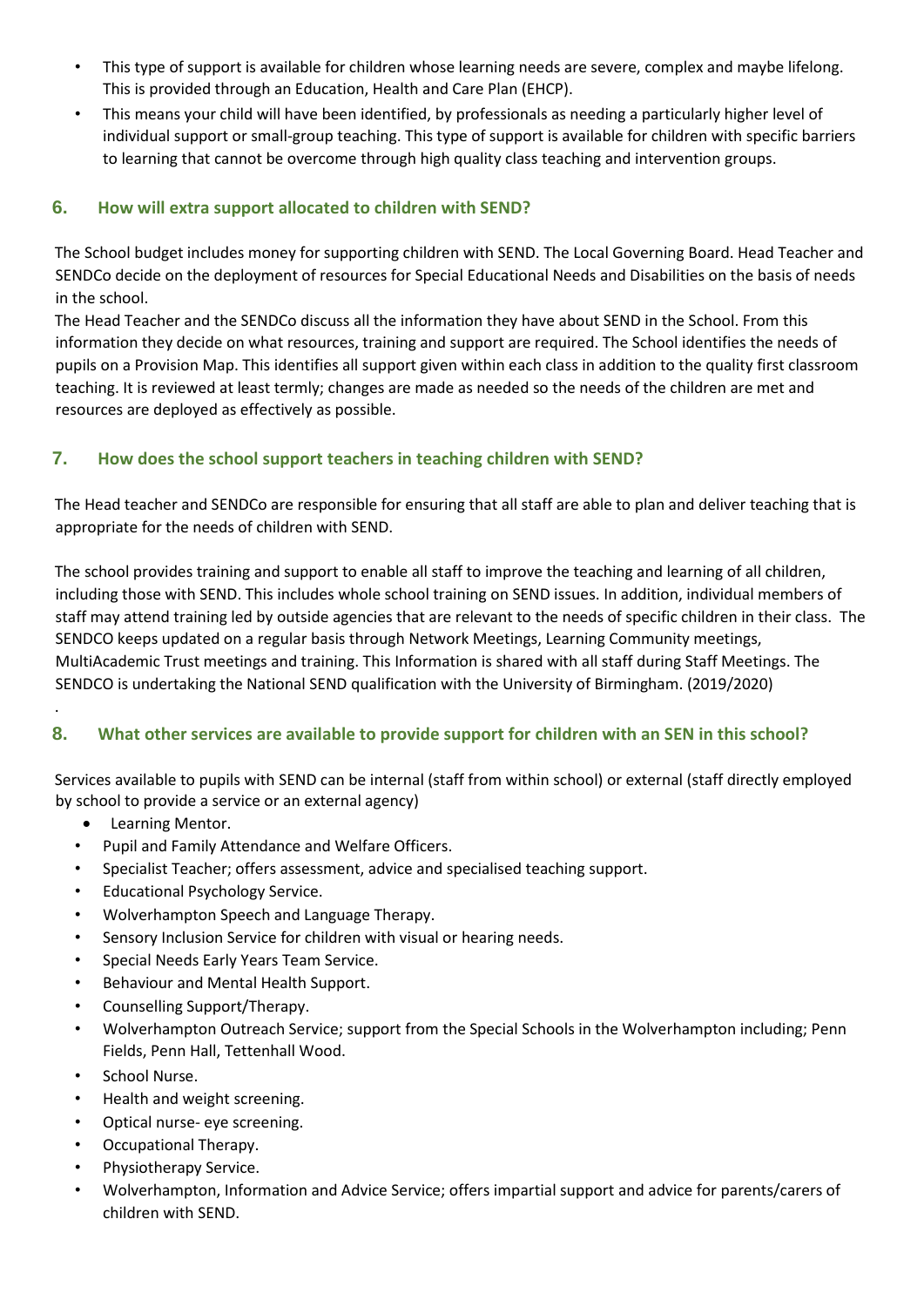- This type of support is available for children whose learning needs are severe, complex and maybe lifelong. This is provided through an Education, Health and Care Plan (EHCP).
- This means your child will have been identified, by professionals as needing a particularly higher level of individual support or small-group teaching. This type of support is available for children with specific barriers to learning that cannot be overcome through high quality class teaching and intervention groups.

## 6. How will extra support allocated to children with SEND?

The School budget includes money for supporting children with SEND. The Local Governing Board. Head Teacher and SENDCo decide on the deployment of resources for Special Educational Needs and Disabilities on the basis of needs in the school.

The Head Teacher and the SENDCo discuss all the information they have about SEND in the School. From this information they decide on what resources, training and support are required. The School identifies the needs of pupils on a Provision Map. This identifies all support given within each class in addition to the quality first classroom teaching. It is reviewed at least termly; changes are made as needed so the needs of the children are met and resources are deployed as effectively as possible.

## 7. How does the school support teachers in teaching children with SEND?

The Head teacher and SENDCo are responsible for ensuring that all staff are able to plan and deliver teaching that is appropriate for the needs of children with SEND.

The school provides training and support to enable all staff to improve the teaching and learning of all children, including those with SEND. This includes whole school training on SEND issues. In addition, individual members of staff may attend training led by outside agencies that are relevant to the needs of specific children in their class. The SENDCO keeps updated on a regular basis through Network Meetings, Learning Community meetings, MultiAcademic Trust meetings and training. This Information is shared with all staff during Staff Meetings. The SENDCO is undertaking the National SEND qualification with the University of Birmingham. (2019/2020)

.

## 8. What other services are available to provide support for children with an SEN in this school?

Services available to pupils with SEND can be internal (staff from within school) or external (staff directly employed by school to provide a service or an external agency)

- Learning Mentor.
- Pupil and Family Attendance and Welfare Officers.
- Specialist Teacher; offers assessment, advice and specialised teaching support.
- Educational Psychology Service.
- Wolverhampton Speech and Language Therapy.
- Sensory Inclusion Service for children with visual or hearing needs.
- Special Needs Early Years Team Service.
- Behaviour and Mental Health Support.
- Counselling Support/Therapy.
- Wolverhampton Outreach Service; support from the Special Schools in the Wolverhampton including; Penn Fields, Penn Hall, Tettenhall Wood.
- School Nurse.
- Health and weight screening.
- Optical nurse- eye screening.
- Occupational Therapy.
- Physiotherapy Service.
- Wolverhampton, Information and Advice Service; offers impartial support and advice for parents/carers of children with SEND.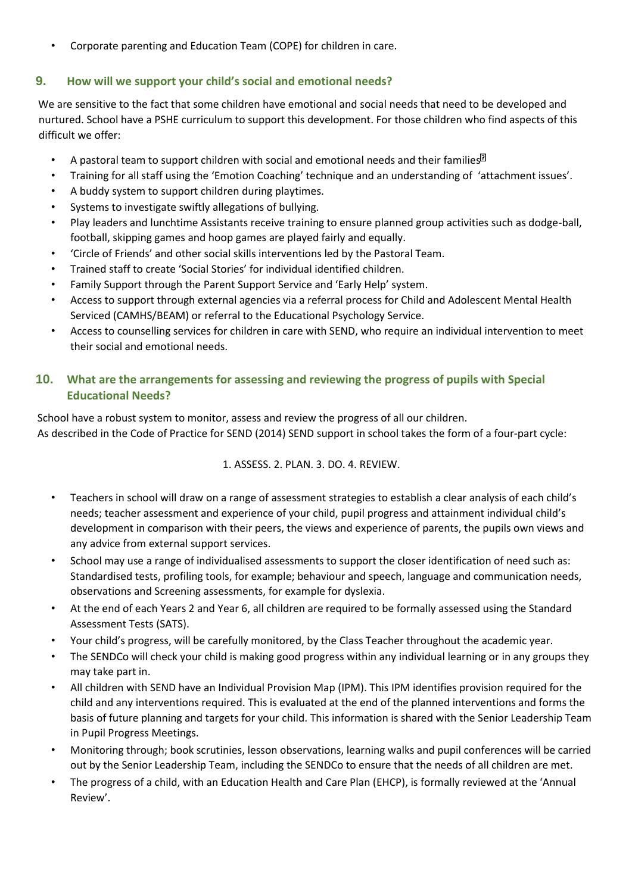- Corporate parenting and Education Team (COPE) for children in care.

## 9. How will we support your child's social and emotional needs?

We are sensitive to the fact that some children have emotional and social needs that need to be developed and nurtured. School have a PSHE curriculum to support this development. For those children who find aspects of this difficult we offer:

- A pastoral team to support children with social and emotional needs and their families
- Training for all staff using the 'Emotion Coaching' technique and an understanding of 'attachment issues'.
- A buddy system to support children during playtimes.
- Systems to investigate swiftly allegations of bullying.
- Play leaders and lunchtime Assistants receive training to ensure planned group activities such as dodge-ball, football, skipping games and hoop games are played fairly and equally.
- 'Circle of Friends' and other social skills interventions led by the Pastoral Team.
- Trained staff to create 'Social Stories' for individual identified children.
- Family Support through the Parent Support Service and 'Early Help' system.
- Access to support through external agencies via a referral process for Child and Adolescent Mental Health Serviced (CAMHS/BEAM) or referral to the Educational Psychology Service.
- Access to counselling services for children in care with SEND, who require an individual intervention to meet their social and emotional needs.

## 10. What are the arrangements for assessing and reviewing the progress of pupils with Special Educational Needs?

School have a robust system to monitor, assess and review the progress of all our children.
As described in the Code of Practice for SEND (2014) SEND support in school takes the form of a four-part cycle:

1. ASSESS. 2. PLAN. 3. DO. 4. REVIEW.

- Teachers in school will draw on a range of assessment strategies to establish a clear analysis of each child's needs; teacher assessment and experience of your child, pupil progress and attainment individual child's development in comparison with their peers, the views and experience of parents, the pupils own views and any advice from external support services.
- School may use a range of individualised assessments to support the closer identification of need such as: Standardised tests, profiling tools, for example; behaviour and speech, language and communication needs, observations and Screening assessments, for example for dyslexia.
- At the end of each Years 2 and Year 6, all children are required to be formally assessed using the Standard Assessment Tests (SATS).
- Your child's progress, will be carefully monitored, by the Class Teacher throughout the academic year.
- The SENDCo will check your child is making good progress within any individual learning or in any groups they may take part in.
- All children with SEND have an Individual Provision Map (IPM). This IPM identifies provision required for the child and any interventions required. This is evaluated at the end of the planned interventions and forms the basis of future planning and targets for your child. This information is shared with the Senior Leadership Team in Pupil Progress Meetings.
- Monitoring through; book scrutinies, lesson observations, learning walks and pupil conferences will be carried out by the Senior Leadership Team, including the SENDCo to ensure that the needs of all children are met.
- The progress of a child, with an Education Health and Care Plan (EHCP), is formally reviewed at the 'Annual Review'.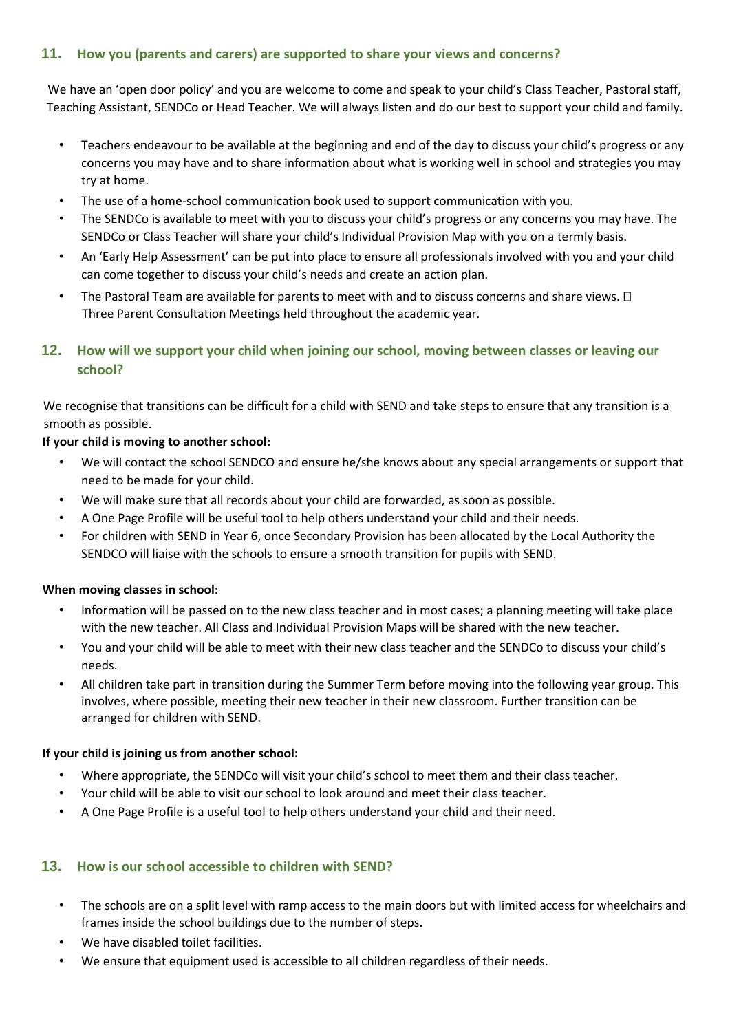## 11. How you (parents and carers) are supported to share your views and concerns?

We have an 'open door policy' and you are welcome to come and speak to your child's Class Teacher, Pastoral staff, Teaching Assistant, SENDCo or Head Teacher. We will always listen and do our best to support your child and family.

- Teachers endeavour to be available at the beginning and end of the day to discuss your child's progress or any concerns you may have and to share information about what is working well in school and strategies you may try at home.
- The use of a home-school communication book used to support communication with you.
- The SENDCo is available to meet with you to discuss your child's progress or any concerns you may have. The SENDCo or Class Teacher will share your child's Individual Provision Map with you on a termly basis.
- An 'Early Help Assessment' can be put into place to ensure all professionals involved with you and your child can come together to discuss your child's needs and create an action plan.
- The Pastoral Team are available for parents to meet with and to discuss concerns and share views.  Three Parent Consultation Meetings held throughout the academic year.

## 12. How will we support your child when joining our school, moving between classes or leaving our school?

We recognise that transitions can be difficult for a child with SEND and take steps to ensure that any transition is a smooth as possible.

**If your child is moving to another school:**

- We will contact the school SENDCO and ensure he/she knows about any special arrangements or support that need to be made for your child.
- We will make sure that all records about your child are forwarded, as soon as possible.
- A One Page Profile will be useful tool to help others understand your child and their needs.
- For children with SEND in Year 6, once Secondary Provision has been allocated by the Local Authority the SENDCO will liaise with the schools to ensure a smooth transition for pupils with SEND.

**When moving classes in school:**

- Information will be passed on to the new class teacher and in most cases; a planning meeting will take place with the new teacher. All Class and Individual Provision Maps will be shared with the new teacher.
- You and your child will be able to meet with their new class teacher and the SENDCo to discuss your child's needs.
- All children take part in transition during the Summer Term before moving into the following year group. This involves, where possible, meeting their new teacher in their new classroom. Further transition can be arranged for children with SEND.

**If your child is joining us from another school:**

- Where appropriate, the SENDCo will visit your child's school to meet them and their class teacher.
- Your child will be able to visit our school to look around and meet their class teacher.
- A One Page Profile is a useful tool to help others understand your child and their need.

## 13. How is our school accessible to children with SEND?

- The schools are on a split level with ramp access to the main doors but with limited access for wheelchairs and frames inside the school buildings due to the number of steps.
- We have disabled toilet facilities.
- We ensure that equipment used is accessible to all children regardless of their needs.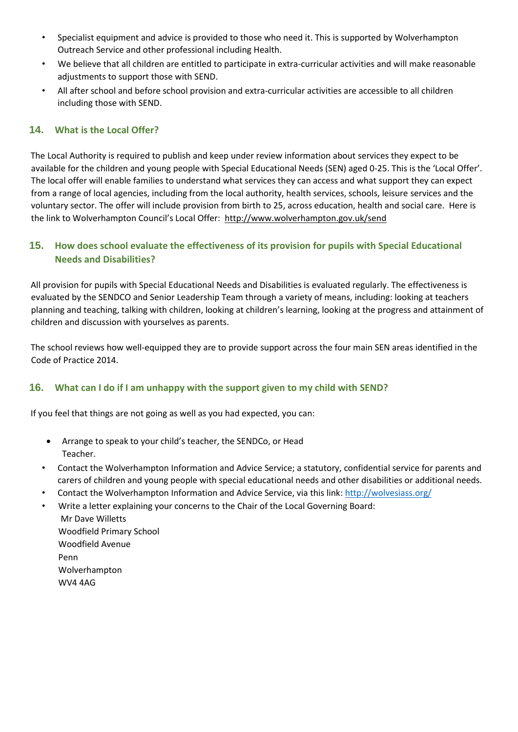- Specialist equipment and advice is provided to those who need it. This is supported by Wolverhampton Outreach Service and other professional including Health.
- We believe that all children are entitled to participate in extra-curricular activities and will make reasonable adjustments to support those with SEND.
- All after school and before school provision and extra-curricular activities are accessible to all children including those with SEND.

## 14. What is the Local Offer?

The Local Authority is required to publish and keep under review information about services they expect to be available for the children and young people with Special Educational Needs (SEN) aged 0-25. This is the 'Local Offer'. The local offer will enable families to understand what services they can access and what support they can expect from a range of local agencies, including from the local authority, health services, schools, leisure services and the voluntary sector. The offer will include provision from birth to 25, across education, health and social care. Here is the link to Wolverhampton Council's Local Offer: http://www.wolverhampton.gov.uk/send

## 15. How does school evaluate the effectiveness of its provision for pupils with Special Educational Needs and Disabilities?

All provision for pupils with Special Educational Needs and Disabilities is evaluated regularly. The effectiveness is evaluated by the SENDCO and Senior Leadership Team through a variety of means, including: looking at teachers planning and teaching, talking with children, looking at children's learning, looking at the progress and attainment of children and discussion with yourselves as parents.

The school reviews how well-equipped they are to provide support across the four main SEN areas identified in the Code of Practice 2014.

## 16. What can I do if I am unhappy with the support given to my child with SEND?

If you feel that things are not going as well as you had expected, you can:

- Arrange to speak to your child's teacher, the SENDCo, or Head Teacher.
- Contact the Wolverhampton Information and Advice Service; a statutory, confidential service for parents and carers of children and young people with special educational needs and other disabilities or additional needs.
- Contact the Wolverhampton Information and Advice Service, via this link: http://wolvesiass.org/
- Write a letter explaining your concerns to the Chair of the Local Governing Board:
  Mr Dave Willetts
  Woodfield Primary School
  Woodfield Avenue
  Penn
  Wolverhampton
  WV4 4AG